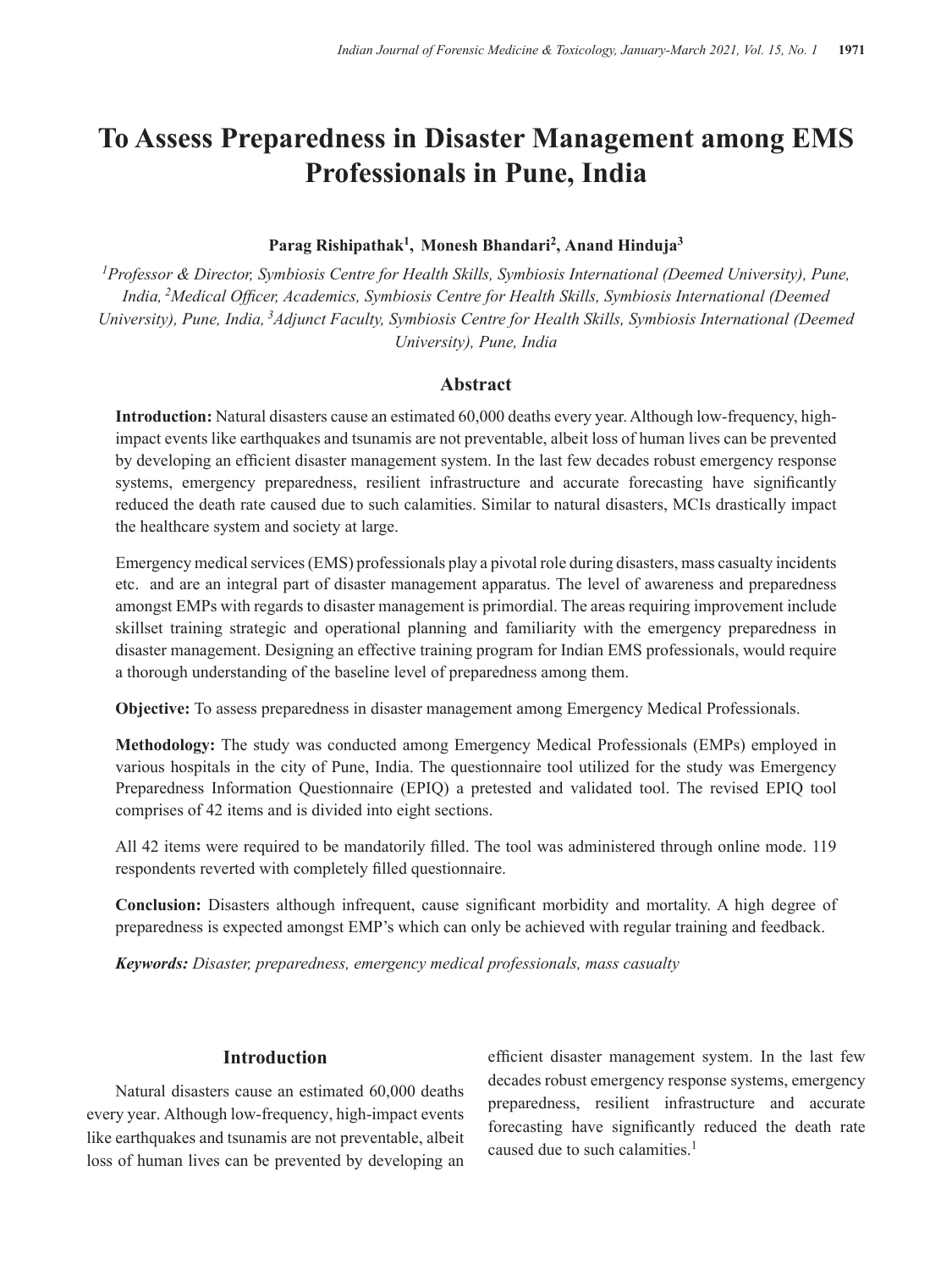# To Assess Preparedness in Disaster Management among EMS Professionals in Pune, India

**Parag Rishipathak[1], Monesh Bhandari[2], Anand Hinduja[3]**

*[1]Professor & Director, Symbiosis Centre for Health Skills, Symbiosis International (Deemed University), Pune, India, [2]Medical Officer, Academics, Symbiosis Centre for Health Skills, Symbiosis International (Deemed University), Pune, India, [3]Adjunct Faculty, Symbiosis Centre for Health Skills, Symbiosis International (Deemed University), Pune, India*

## Abstract

**Introduction:** Natural disasters cause an estimated 60,000 deaths every year. Although low-frequency, high-impact events like earthquakes and tsunamis are not preventable, albeit loss of human lives can be prevented by developing an efficient disaster management system. In the last few decades robust emergency response systems, emergency preparedness, resilient infrastructure and accurate forecasting have significantly reduced the death rate caused due to such calamities. Similar to natural disasters, MCIs drastically impact the healthcare system and society at large.

Emergency medical services (EMS) professionals play a pivotal role during disasters, mass casualty incidents etc. and are an integral part of disaster management apparatus. The level of awareness and preparedness amongst EMPs with regards to disaster management is primordial. The areas requiring improvement include skillset training strategic and operational planning and familiarity with the emergency preparedness in disaster management. Designing an effective training program for Indian EMS professionals, would require a thorough understanding of the baseline level of preparedness among them.

**Objective:** To assess preparedness in disaster management among Emergency Medical Professionals.

**Methodology:** The study was conducted among Emergency Medical Professionals (EMPs) employed in various hospitals in the city of Pune, India. The questionnaire tool utilized for the study was Emergency Preparedness Information Questionnaire (EPIQ) a pretested and validated tool. The revised EPIQ tool comprises of 42 items and is divided into eight sections.

All 42 items were required to be mandatorily filled. The tool was administered through online mode. 119 respondents reverted with completely filled questionnaire.

**Conclusion:** Disasters although infrequent, cause significant morbidity and mortality. A high degree of preparedness is expected amongst EMP's which can only be achieved with regular training and feedback.

***Keywords:*** *Disaster, preparedness, emergency medical professionals, mass casualty*

## Introduction

Natural disasters cause an estimated 60,000 deaths every year. Although low-frequency, high-impact events like earthquakes and tsunamis are not preventable, albeit loss of human lives can be prevented by developing an efficient disaster management system. In the last few decades robust emergency response systems, emergency preparedness, resilient infrastructure and accurate forecasting have significantly reduced the death rate caused due to such calamities.[1]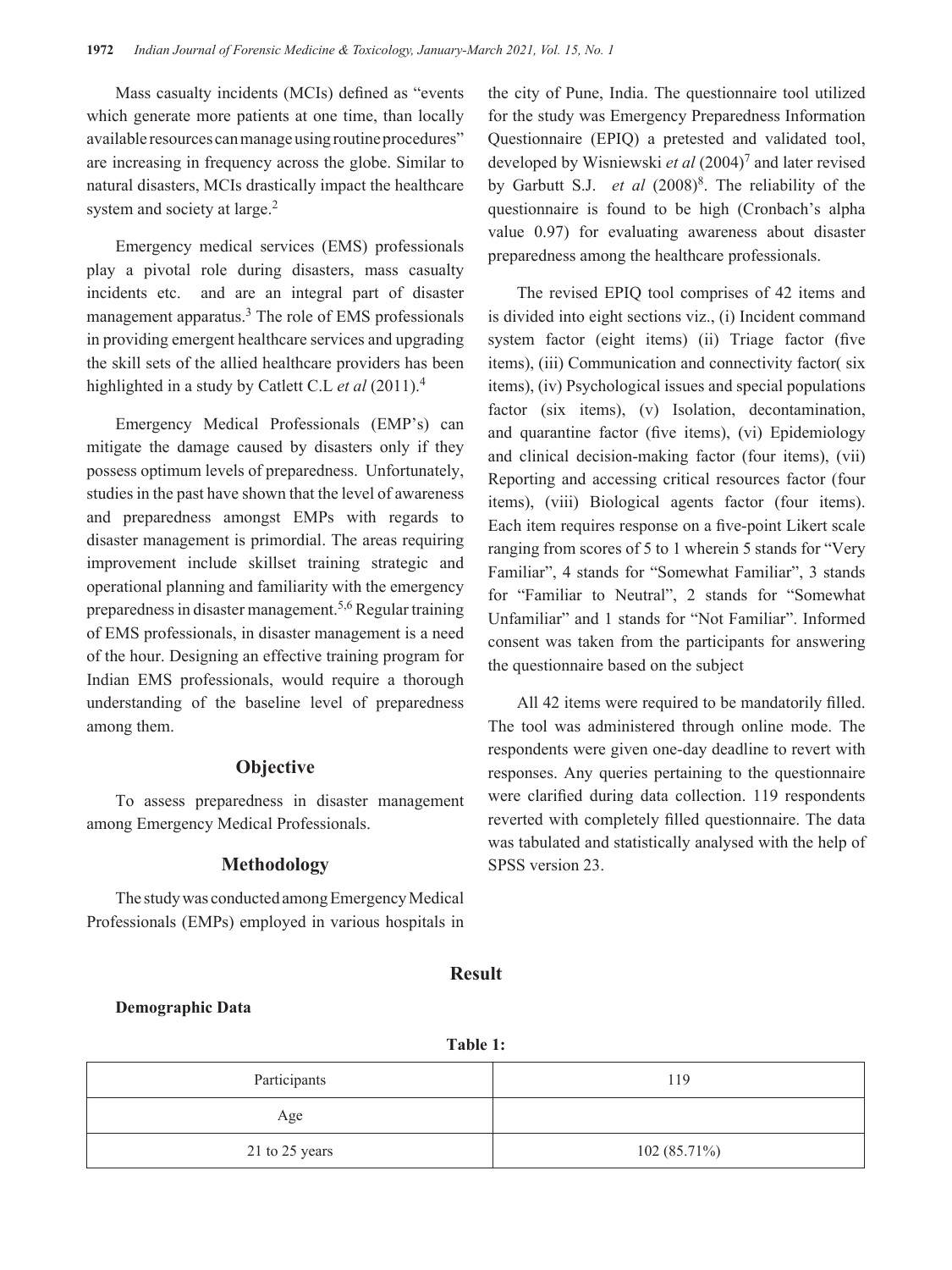Mass casualty incidents (MCIs) defined as "events which generate more patients at one time, than locally available resources can manage using routine procedures" are increasing in frequency across the globe. Similar to natural disasters, MCIs drastically impact the healthcare system and society at large.[2]

Emergency medical services (EMS) professionals play a pivotal role during disasters, mass casualty incidents etc. and are an integral part of disaster management apparatus.[3] The role of EMS professionals in providing emergent healthcare services and upgrading the skill sets of the allied healthcare providers has been highlighted in a study by Catlett C.L *et al* (2011).[4]

Emergency Medical Professionals (EMP's) can mitigate the damage caused by disasters only if they possess optimum levels of preparedness. Unfortunately, studies in the past have shown that the level of awareness and preparedness amongst EMPs with regards to disaster management is primordial. The areas requiring improvement include skillset training strategic and operational planning and familiarity with the emergency preparedness in disaster management.[5,6] Regular training of EMS professionals, in disaster management is a need of the hour. Designing an effective training program for Indian EMS professionals, would require a thorough understanding of the baseline level of preparedness among them.

## Objective

To assess preparedness in disaster management among Emergency Medical Professionals.

## Methodology

The study was conducted among Emergency Medical Professionals (EMPs) employed in various hospitals in the city of Pune, India. The questionnaire tool utilized for the study was Emergency Preparedness Information Questionnaire (EPIQ) a pretested and validated tool, developed by Wisniewski *et al* (2004)[7] and later revised by Garbutt S.J. *et al* (2008)[8]. The reliability of the questionnaire is found to be high (Cronbach's alpha value 0.97) for evaluating awareness about disaster preparedness among the healthcare professionals.

The revised EPIQ tool comprises of 42 items and is divided into eight sections viz., (i) Incident command system factor (eight items) (ii) Triage factor (five items), (iii) Communication and connectivity factor( six items), (iv) Psychological issues and special populations factor (six items), (v) Isolation, decontamination, and quarantine factor (five items), (vi) Epidemiology and clinical decision-making factor (four items), (vii) Reporting and accessing critical resources factor (four items), (viii) Biological agents factor (four items). Each item requires response on a five-point Likert scale ranging from scores of 5 to 1 wherein 5 stands for "Very Familiar", 4 stands for "Somewhat Familiar", 3 stands for "Familiar to Neutral", 2 stands for "Somewhat Unfamiliar" and 1 stands for "Not Familiar". Informed consent was taken from the participants for answering the questionnaire based on the subject

All 42 items were required to be mandatorily filled. The tool was administered through online mode. The respondents were given one-day deadline to revert with responses. Any queries pertaining to the questionnaire were clarified during data collection. 119 respondents reverted with completely filled questionnaire. The data was tabulated and statistically analysed with the help of SPSS version 23.

## Result

**Demographic Data**

**Table 1:**

| Participants | 119 |
|---|---|
| Age | |
| 21 to 25 years | 102 (85.71%) |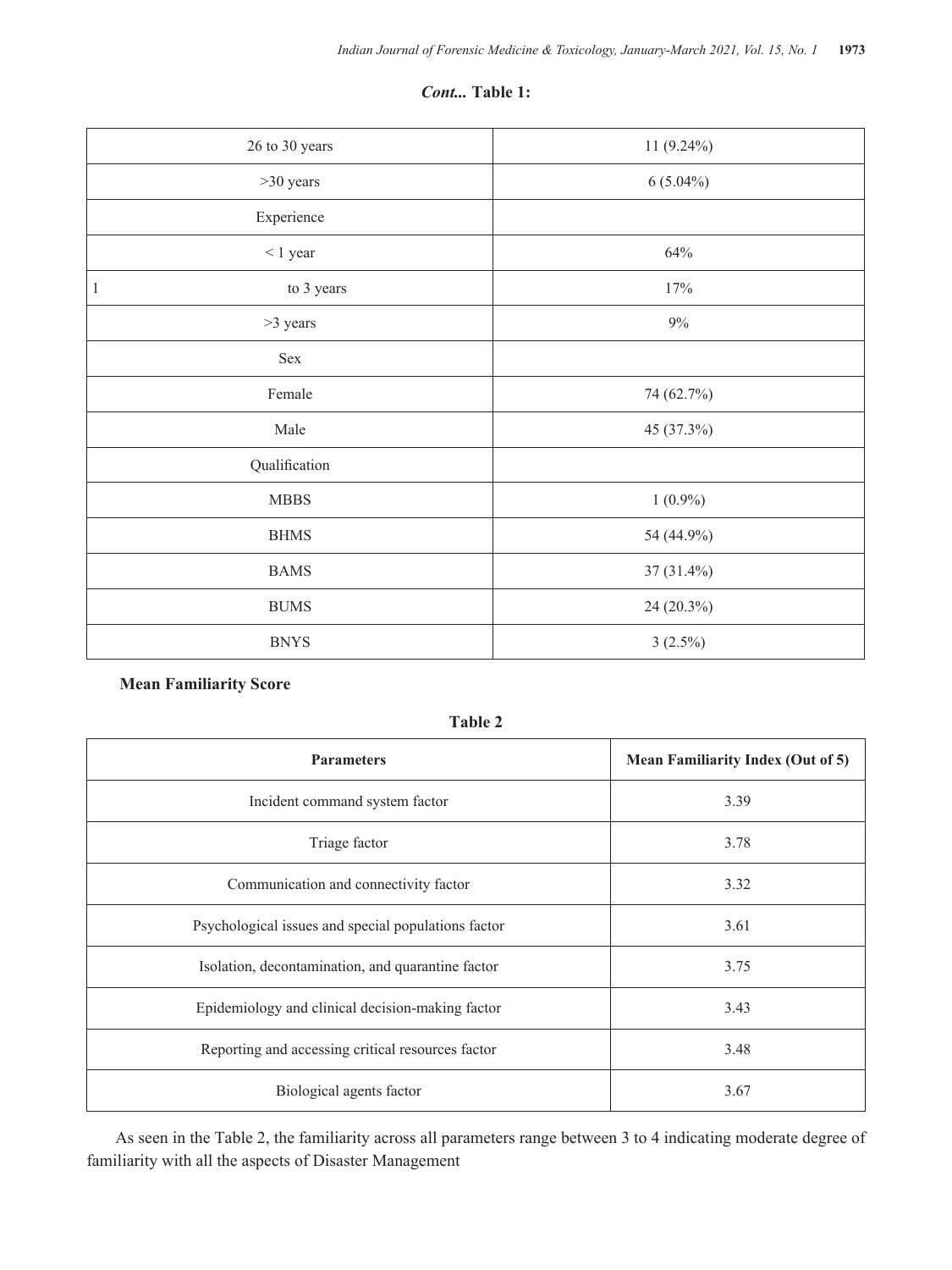***Cont...* Table 1:**

| | |
|---|---|
| 26 to 30 years | 11 (9.24%) |
| >30 years | 6 (5.04%) |
| Experience | |
| < 1 year | 64% |
| 1 to 3 years | 17% |
| >3 years | 9% |
| Sex | |
| Female | 74 (62.7%) |
| Male | 45 (37.3%) |
| Qualification | |
| MBBS | 1 (0.9%) |
| BHMS | 54 (44.9%) |
| BAMS | 37 (31.4%) |
| BUMS | 24 (20.3%) |
| BNYS | 3 (2.5%) |

**Mean Familiarity Score**

**Table 2**

| Parameters | Mean Familiarity Index (Out of 5) |
|---|---|
| Incident command system factor | 3.39 |
| Triage factor | 3.78 |
| Communication and connectivity factor | 3.32 |
| Psychological issues and special populations factor | 3.61 |
| Isolation, decontamination, and quarantine factor | 3.75 |
| Epidemiology and clinical decision-making factor | 3.43 |
| Reporting and accessing critical resources factor | 3.48 |
| Biological agents factor | 3.67 |

As seen in the Table 2, the familiarity across all parameters range between 3 to 4 indicating moderate degree of familiarity with all the aspects of Disaster Management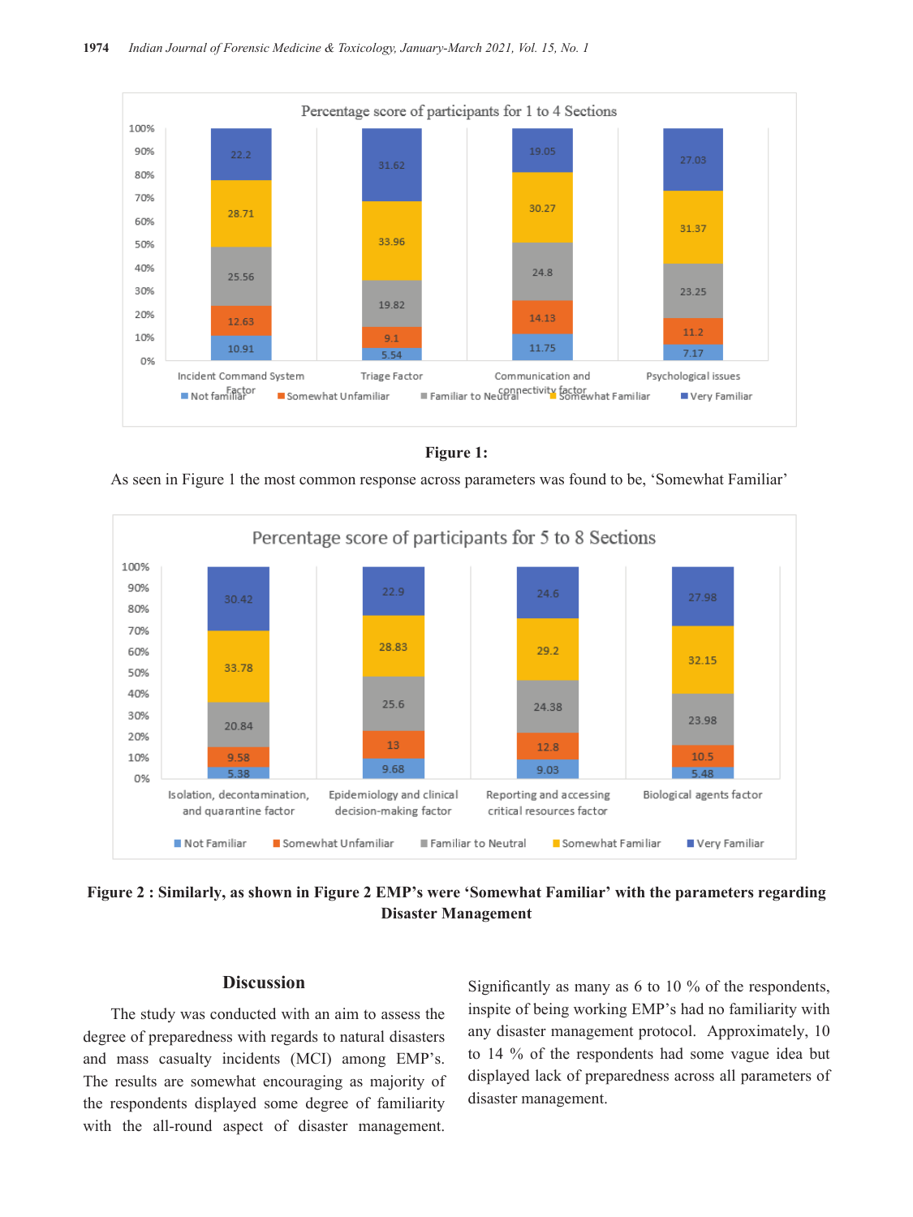**Figure 1:**

As seen in Figure 1 the most common response across parameters was found to be, 'Somewhat Familiar'

**Figure 2 : Similarly, as shown in Figure 2 EMP's were 'Somewhat Familiar' with the parameters regarding Disaster Management**

## Discussion

The study was conducted with an aim to assess the degree of preparedness with regards to natural disasters and mass casualty incidents (MCI) among EMP's. The results are somewhat encouraging as majority of the respondents displayed some degree of familiarity with the all-round aspect of disaster management. Significantly as many as 6 to 10 % of the respondents, inspite of being working EMP's had no familiarity with any disaster management protocol. Approximately, 10 to 14 % of the respondents had some vague idea but displayed lack of preparedness across all parameters of disaster management.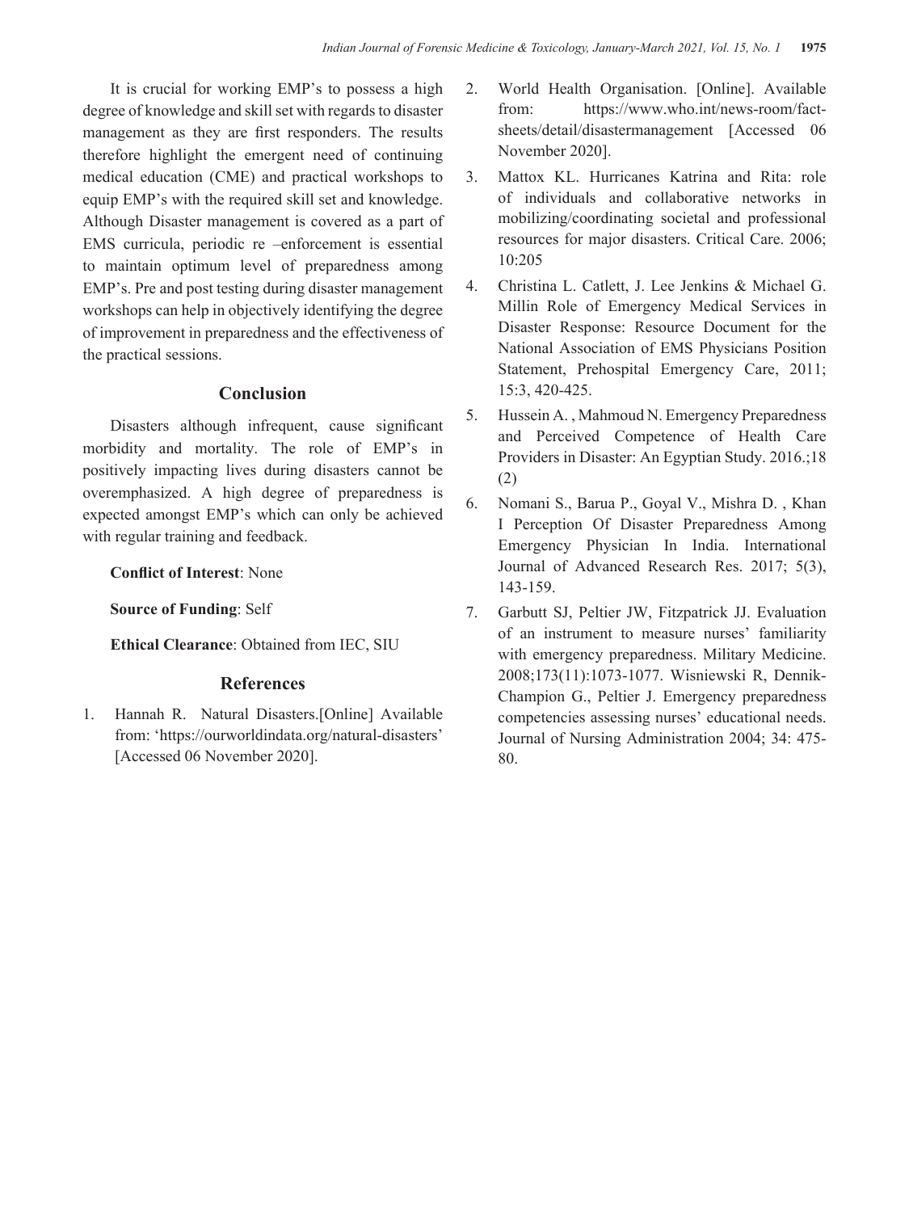It is crucial for working EMP's to possess a high degree of knowledge and skill set with regards to disaster management as they are first responders. The results therefore highlight the emergent need of continuing medical education (CME) and practical workshops to equip EMP's with the required skill set and knowledge. Although Disaster management is covered as a part of EMS curricula, periodic re –enforcement is essential to maintain optimum level of preparedness among EMP's. Pre and post testing during disaster management workshops can help in objectively identifying the degree of improvement in preparedness and the effectiveness of the practical sessions.

## Conclusion

Disasters although infrequent, cause significant morbidity and mortality. The role of EMP's in positively impacting lives during disasters cannot be overemphasized. A high degree of preparedness is expected amongst EMP's which can only be achieved with regular training and feedback.

**Conflict of Interest**: None

**Source of Funding**: Self

**Ethical Clearance**: Obtained from IEC, SIU

## References

1. Hannah R. Natural Disasters.[Online] Available from: 'https://ourworldindata.org/natural-disasters' [Accessed 06 November 2020].
2. World Health Organisation. [Online]. Available from: https://www.who.int/news-room/fact-sheets/detail/disastermanagement [Accessed 06 November 2020].
3. Mattox KL. Hurricanes Katrina and Rita: role of individuals and collaborative networks in mobilizing/coordinating societal and professional resources for major disasters. Critical Care. 2006; 10:205
4. Christina L. Catlett, J. Lee Jenkins & Michael G. Millin Role of Emergency Medical Services in Disaster Response: Resource Document for the National Association of EMS Physicians Position Statement, Prehospital Emergency Care, 2011; 15:3, 420-425.
5. Hussein A. , Mahmoud N. Emergency Preparedness and Perceived Competence of Health Care Providers in Disaster: An Egyptian Study. 2016.;18 (2)
6. Nomani S., Barua P., Goyal V., Mishra D. , Khan I Perception Of Disaster Preparedness Among Emergency Physician In India. International Journal of Advanced Research Res. 2017; 5(3), 143-159.
7. Garbutt SJ, Peltier JW, Fitzpatrick JJ. Evaluation of an instrument to measure nurses' familiarity with emergency preparedness. Military Medicine. 2008;173(11):1073-1077. Wisniewski R, Dennik-Champion G., Peltier J. Emergency preparedness competencies assessing nurses' educational needs. Journal of Nursing Administration 2004; 34: 475-80.